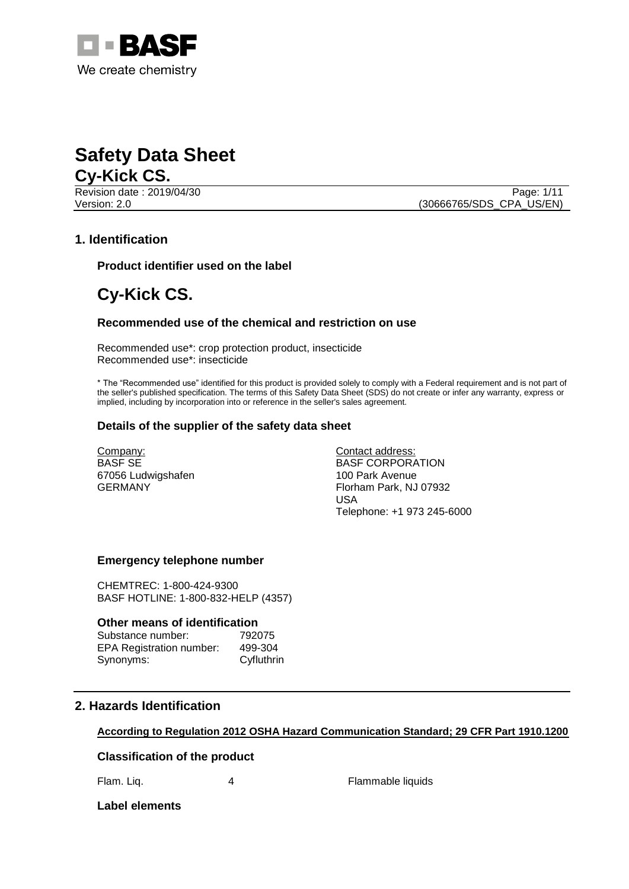# Safety Data Sheet

## Cy-Kick CS.

Revision date : 2019/04/30
Version: 2.0
(30666765/SDS_CPA_US/EN)

## 1. Identification

### Product identifier used on the label

# Cy-Kick CS.

### Recommended use of the chemical and restriction on use

Recommended use*: crop protection product, insecticide
Recommended use*: insecticide

* The "Recommended use" identified for this product is provided solely to comply with a Federal requirement and is not part of the seller's published specification. The terms of this Safety Data Sheet (SDS) do not create or infer any warranty, express or implied, including by incorporation into or reference in the seller's sales agreement.

### Details of the supplier of the safety data sheet

Company:
BASF SE
67056 Ludwigshafen
GERMANY

Contact address:
BASF CORPORATION
100 Park Avenue
Florham Park, NJ 07932
USA
Telephone: +1 973 245-6000

### Emergency telephone number

CHEMTREC: 1-800-424-9300
BASF HOTLINE: 1-800-832-HELP (4357)

### Other means of identification

| | |
|---|---|
| Substance number: | 792075 |
| EPA Registration number: | 499-304 |
| Synonyms: | Cyfluthrin |

## 2. Hazards Identification

**According to Regulation 2012 OSHA Hazard Communication Standard; 29 CFR Part 1910.1200**

### Classification of the product

| | | |
|---|---|---|
| Flam. Liq. | 4 | Flammable liquids |

### Label elements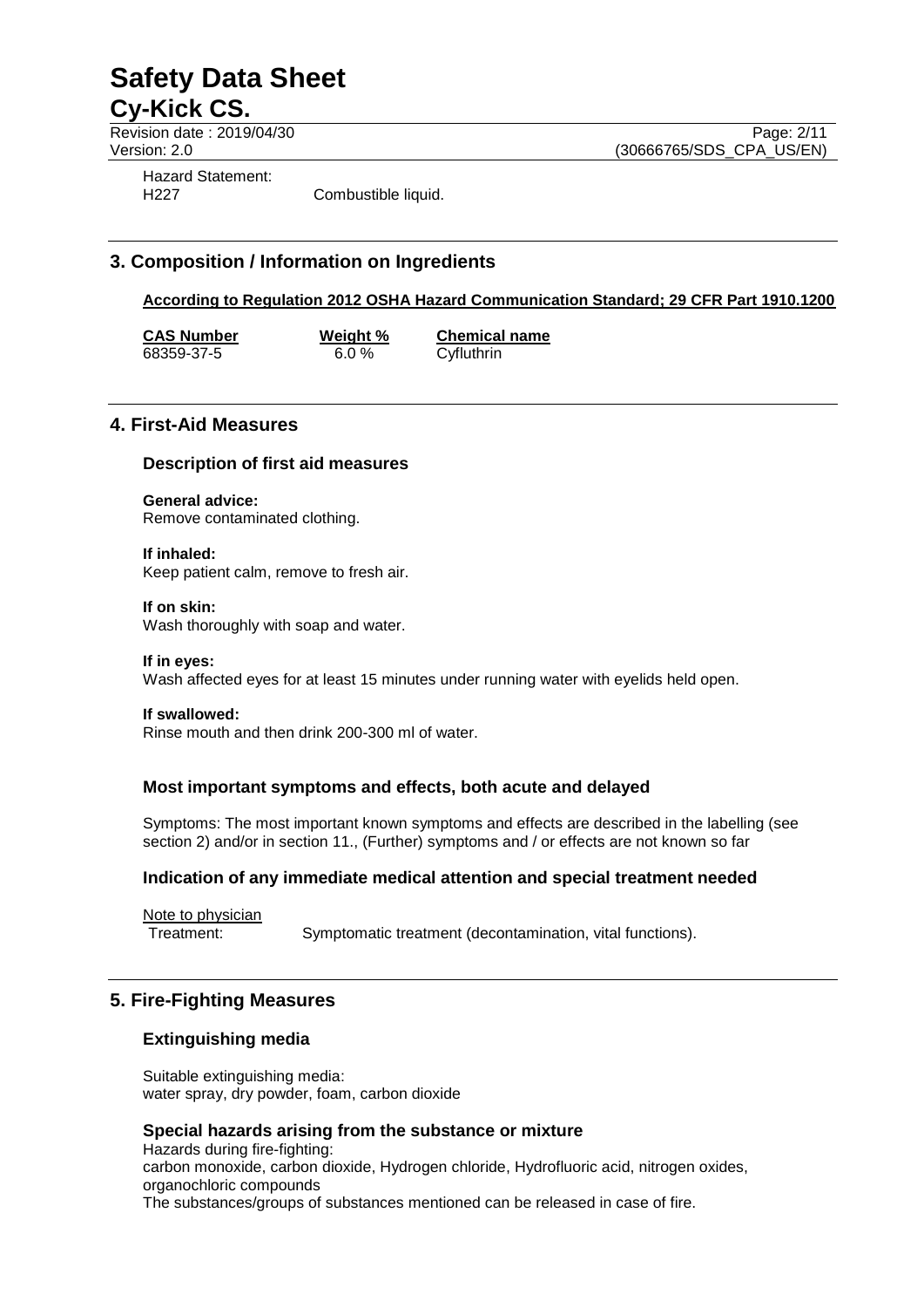Hazard Statement:

H227 Combustible liquid.

## 3. Composition / Information on Ingredients

**According to Regulation 2012 OSHA Hazard Communication Standard; 29 CFR Part 1910.1200**

| CAS Number | Weight % | Chemical name |
|---|---|---|
| 68359-37-5 | 6.0 % | Cyfluthrin |

## 4. First-Aid Measures

### Description of first aid measures

**General advice:**
Remove contaminated clothing.

**If inhaled:**
Keep patient calm, remove to fresh air.

**If on skin:**
Wash thoroughly with soap and water.

**If in eyes:**
Wash affected eyes for at least 15 minutes under running water with eyelids held open.

**If swallowed:**
Rinse mouth and then drink 200-300 ml of water.

### Most important symptoms and effects, both acute and delayed

Symptoms: The most important known symptoms and effects are described in the labelling (see section 2) and/or in section 11., (Further) symptoms and / or effects are not known so far

### Indication of any immediate medical attention and special treatment needed

Note to physician

Treatment: Symptomatic treatment (decontamination, vital functions).

## 5. Fire-Fighting Measures

### Extinguishing media

Suitable extinguishing media:
water spray, dry powder, foam, carbon dioxide

### Special hazards arising from the substance or mixture

Hazards during fire-fighting:
carbon monoxide, carbon dioxide, Hydrogen chloride, Hydrofluoric acid, nitrogen oxides, organochloric compounds
The substances/groups of substances mentioned can be released in case of fire.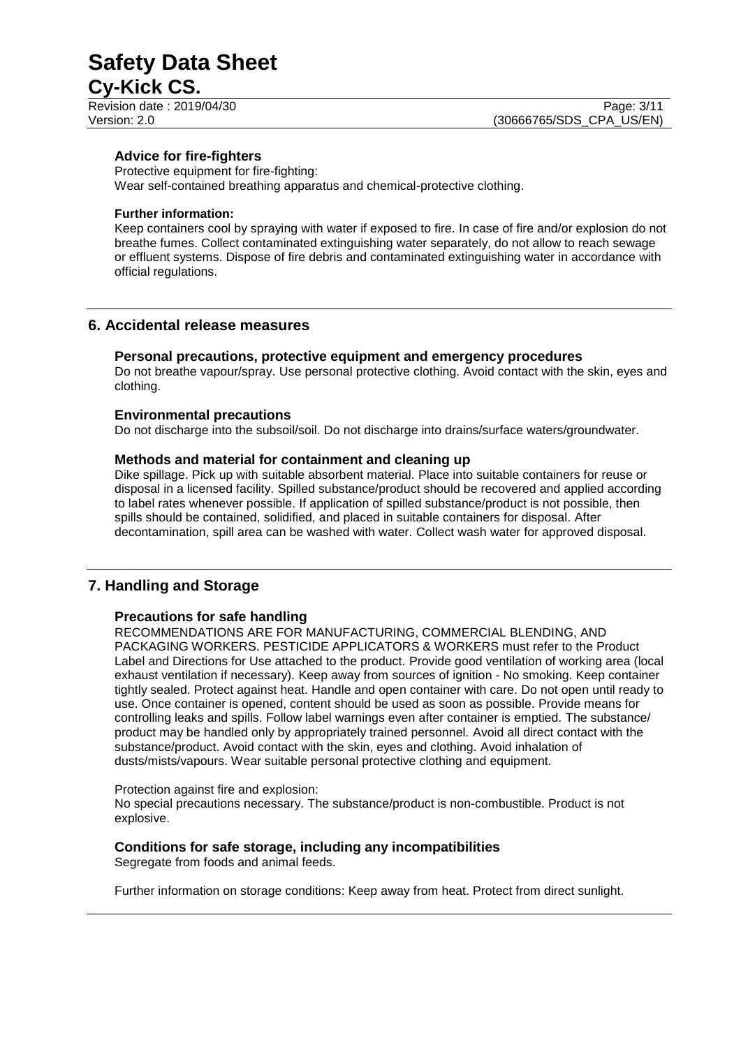### Advice for fire-fighters

Protective equipment for fire-fighting:
Wear self-contained breathing apparatus and chemical-protective clothing.

**Further information:**

Keep containers cool by spraying with water if exposed to fire. In case of fire and/or explosion do not breathe fumes. Collect contaminated extinguishing water separately, do not allow to reach sewage or effluent systems. Dispose of fire debris and contaminated extinguishing water in accordance with official regulations.

## 6. Accidental release measures

### Personal precautions, protective equipment and emergency procedures

Do not breathe vapour/spray. Use personal protective clothing. Avoid contact with the skin, eyes and clothing.

### Environmental precautions

Do not discharge into the subsoil/soil. Do not discharge into drains/surface waters/groundwater.

### Methods and material for containment and cleaning up

Dike spillage. Pick up with suitable absorbent material. Place into suitable containers for reuse or disposal in a licensed facility. Spilled substance/product should be recovered and applied according to label rates whenever possible. If application of spilled substance/product is not possible, then spills should be contained, solidified, and placed in suitable containers for disposal. After decontamination, spill area can be washed with water. Collect wash water for approved disposal.

## 7. Handling and Storage

### Precautions for safe handling

RECOMMENDATIONS ARE FOR MANUFACTURING, COMMERCIAL BLENDING, AND PACKAGING WORKERS. PESTICIDE APPLICATORS & WORKERS must refer to the Product Label and Directions for Use attached to the product. Provide good ventilation of working area (local exhaust ventilation if necessary). Keep away from sources of ignition - No smoking. Keep container tightly sealed. Protect against heat. Handle and open container with care. Do not open until ready to use. Once container is opened, content should be used as soon as possible. Provide means for controlling leaks and spills. Follow label warnings even after container is emptied. The substance/ product may be handled only by appropriately trained personnel. Avoid all direct contact with the substance/product. Avoid contact with the skin, eyes and clothing. Avoid inhalation of dusts/mists/vapours. Wear suitable personal protective clothing and equipment.

Protection against fire and explosion:
No special precautions necessary. The substance/product is non-combustible. Product is not explosive.

### Conditions for safe storage, including any incompatibilities

Segregate from foods and animal feeds.

Further information on storage conditions: Keep away from heat. Protect from direct sunlight.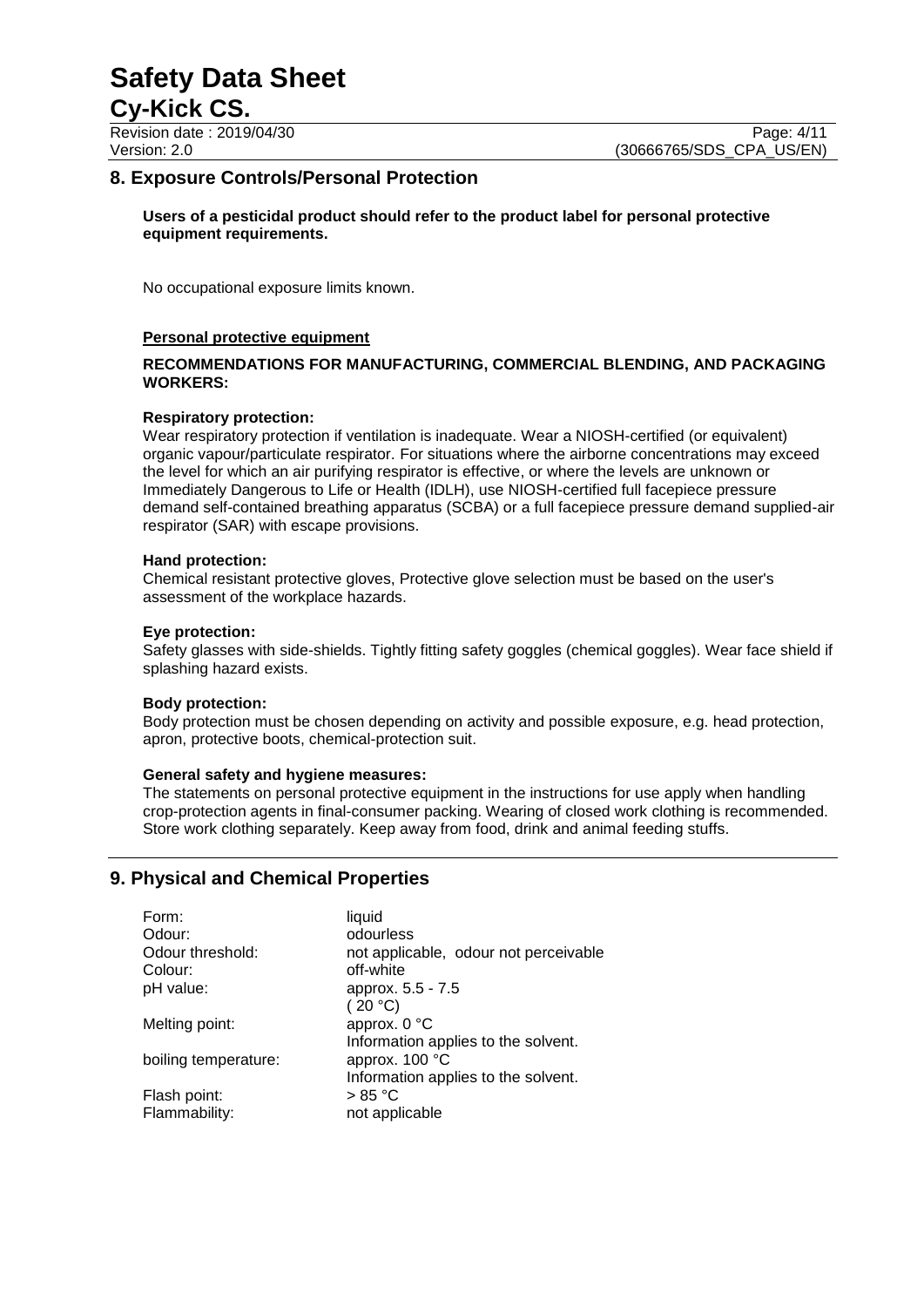## 8. Exposure Controls/Personal Protection

**Users of a pesticidal product should refer to the product label for personal protective equipment requirements.**

No occupational exposure limits known.

**Personal protective equipment**

**RECOMMENDATIONS FOR MANUFACTURING, COMMERCIAL BLENDING, AND PACKAGING WORKERS:**

**Respiratory protection:**
Wear respiratory protection if ventilation is inadequate. Wear a NIOSH-certified (or equivalent) organic vapour/particulate respirator. For situations where the airborne concentrations may exceed the level for which an air purifying respirator is effective, or where the levels are unknown or Immediately Dangerous to Life or Health (IDLH), use NIOSH-certified full facepiece pressure demand self-contained breathing apparatus (SCBA) or a full facepiece pressure demand supplied-air respirator (SAR) with escape provisions.

**Hand protection:**
Chemical resistant protective gloves, Protective glove selection must be based on the user's assessment of the workplace hazards.

**Eye protection:**
Safety glasses with side-shields. Tightly fitting safety goggles (chemical goggles). Wear face shield if splashing hazard exists.

**Body protection:**
Body protection must be chosen depending on activity and possible exposure, e.g. head protection, apron, protective boots, chemical-protection suit.

**General safety and hygiene measures:**
The statements on personal protective equipment in the instructions for use apply when handling crop-protection agents in final-consumer packing. Wearing of closed work clothing is recommended. Store work clothing separately. Keep away from food, drink and animal feeding stuffs.

## 9. Physical and Chemical Properties

| | |
|---|---|
| Form: | liquid |
| Odour: | odourless |
| Odour threshold: | not applicable, odour not perceivable |
| Colour: | off-white |
| pH value: | approx. 5.5 - 7.5 ( 20 °C) |
| Melting point: | approx. 0 °C Information applies to the solvent. |
| boiling temperature: | approx. 100 °C Information applies to the solvent. |
| Flash point: | > 85 °C |
| Flammability: | not applicable |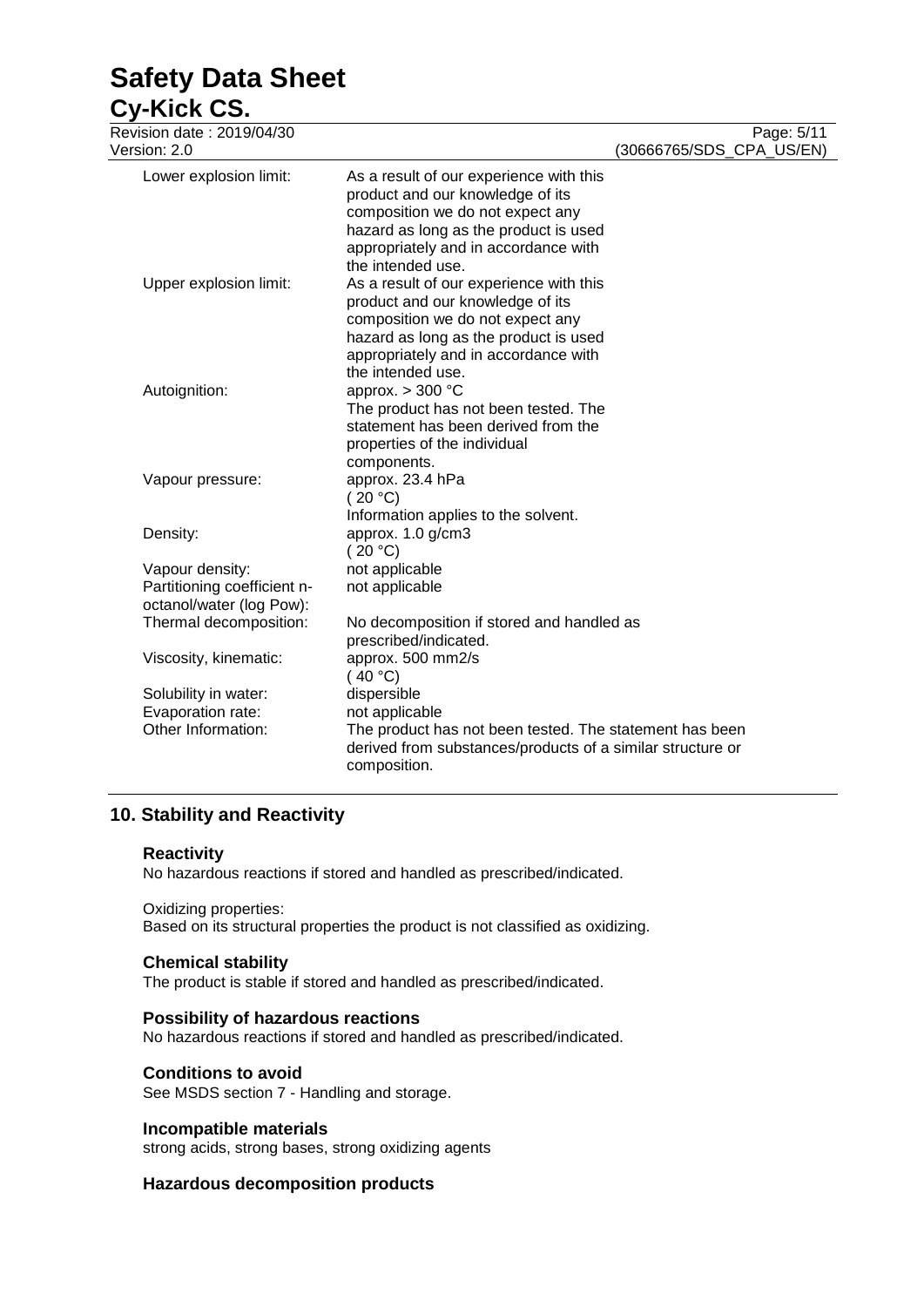| | |
|---|---|
| Lower explosion limit: | As a result of our experience with this product and our knowledge of its composition we do not expect any hazard as long as the product is used appropriately and in accordance with the intended use. |
| Upper explosion limit: | As a result of our experience with this product and our knowledge of its composition we do not expect any hazard as long as the product is used appropriately and in accordance with the intended use. |
| Autoignition: | approx. > 300 °C<br>The product has not been tested. The statement has been derived from the properties of the individual components. |
| Vapour pressure: | approx. 23.4 hPa<br>( 20 °C)<br>Information applies to the solvent. |
| Density: | approx. 1.0 g/cm3<br>( 20 °C) |
| Vapour density: | not applicable |
| Partitioning coefficient n-octanol/water (log Pow): | not applicable |
| Thermal decomposition: | No decomposition if stored and handled as prescribed/indicated. |
| Viscosity, kinematic: | approx. 500 mm2/s<br>( 40 °C) |
| Solubility in water: | dispersible |
| Evaporation rate: | not applicable |
| Other Information: | The product has not been tested. The statement has been derived from substances/products of a similar structure or composition. |

## 10. Stability and Reactivity

### Reactivity

No hazardous reactions if stored and handled as prescribed/indicated.

Oxidizing properties:
Based on its structural properties the product is not classified as oxidizing.

### Chemical stability

The product is stable if stored and handled as prescribed/indicated.

### Possibility of hazardous reactions

No hazardous reactions if stored and handled as prescribed/indicated.

### Conditions to avoid

See MSDS section 7 - Handling and storage.

### Incompatible materials

strong acids, strong bases, strong oxidizing agents

### Hazardous decomposition products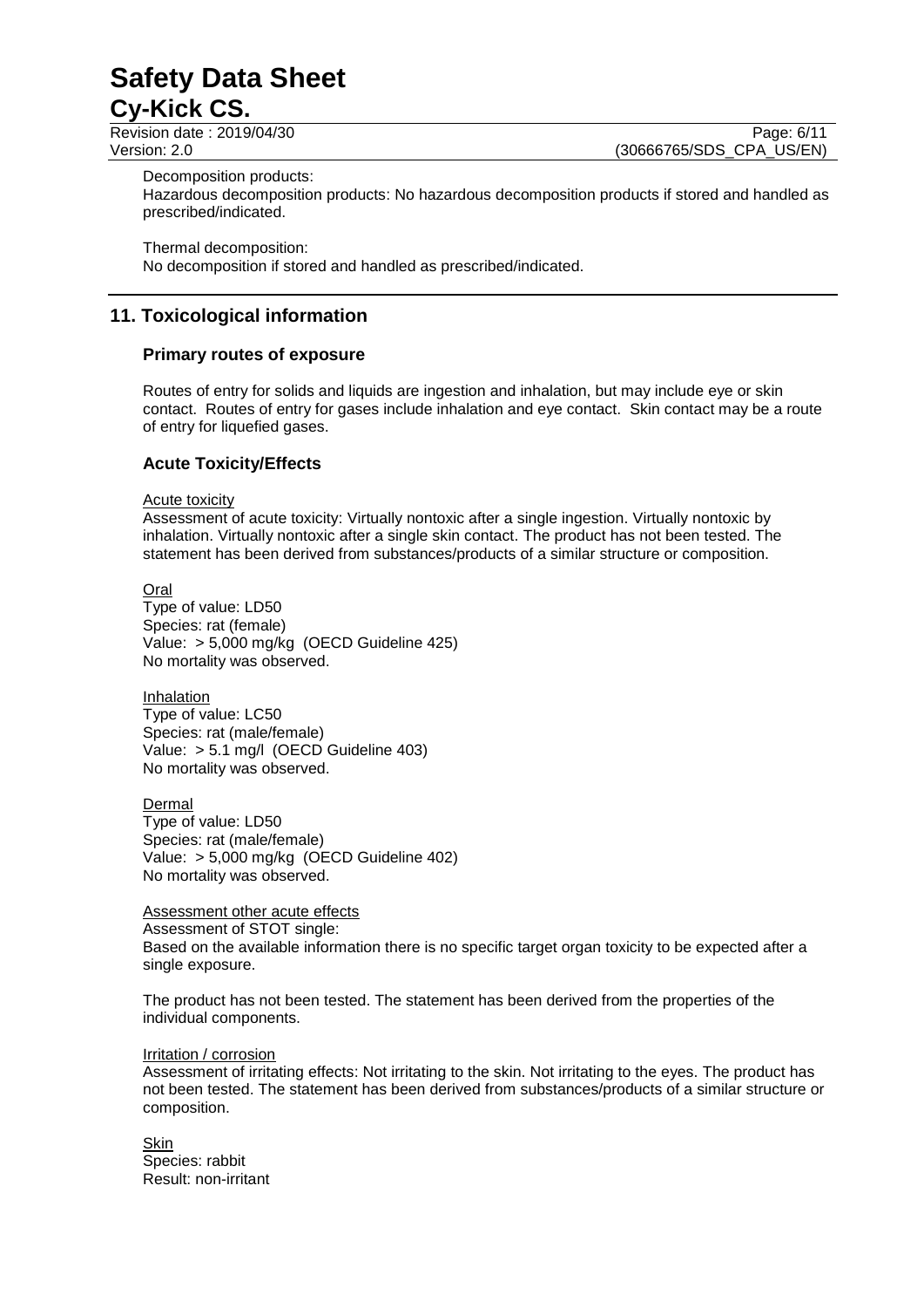Decomposition products:
Hazardous decomposition products: No hazardous decomposition products if stored and handled as prescribed/indicated.

Thermal decomposition:
No decomposition if stored and handled as prescribed/indicated.

## 11. Toxicological information

### Primary routes of exposure

Routes of entry for solids and liquids are ingestion and inhalation, but may include eye or skin contact. Routes of entry for gases include inhalation and eye contact. Skin contact may be a route of entry for liquefied gases.

### Acute Toxicity/Effects

Acute toxicity
Assessment of acute toxicity: Virtually nontoxic after a single ingestion. Virtually nontoxic by inhalation. Virtually nontoxic after a single skin contact. The product has not been tested. The statement has been derived from substances/products of a similar structure or composition.

Oral
Type of value: LD50
Species: rat (female)
Value: > 5,000 mg/kg (OECD Guideline 425)
No mortality was observed.

Inhalation
Type of value: LC50
Species: rat (male/female)
Value: > 5.1 mg/l (OECD Guideline 403)
No mortality was observed.

Dermal
Type of value: LD50
Species: rat (male/female)
Value: > 5,000 mg/kg (OECD Guideline 402)
No mortality was observed.

Assessment other acute effects
Assessment of STOT single:
Based on the available information there is no specific target organ toxicity to be expected after a single exposure.

The product has not been tested. The statement has been derived from the properties of the individual components.

Irritation / corrosion
Assessment of irritating effects: Not irritating to the skin. Not irritating to the eyes. The product has not been tested. The statement has been derived from substances/products of a similar structure or composition.

Skin
Species: rabbit
Result: non-irritant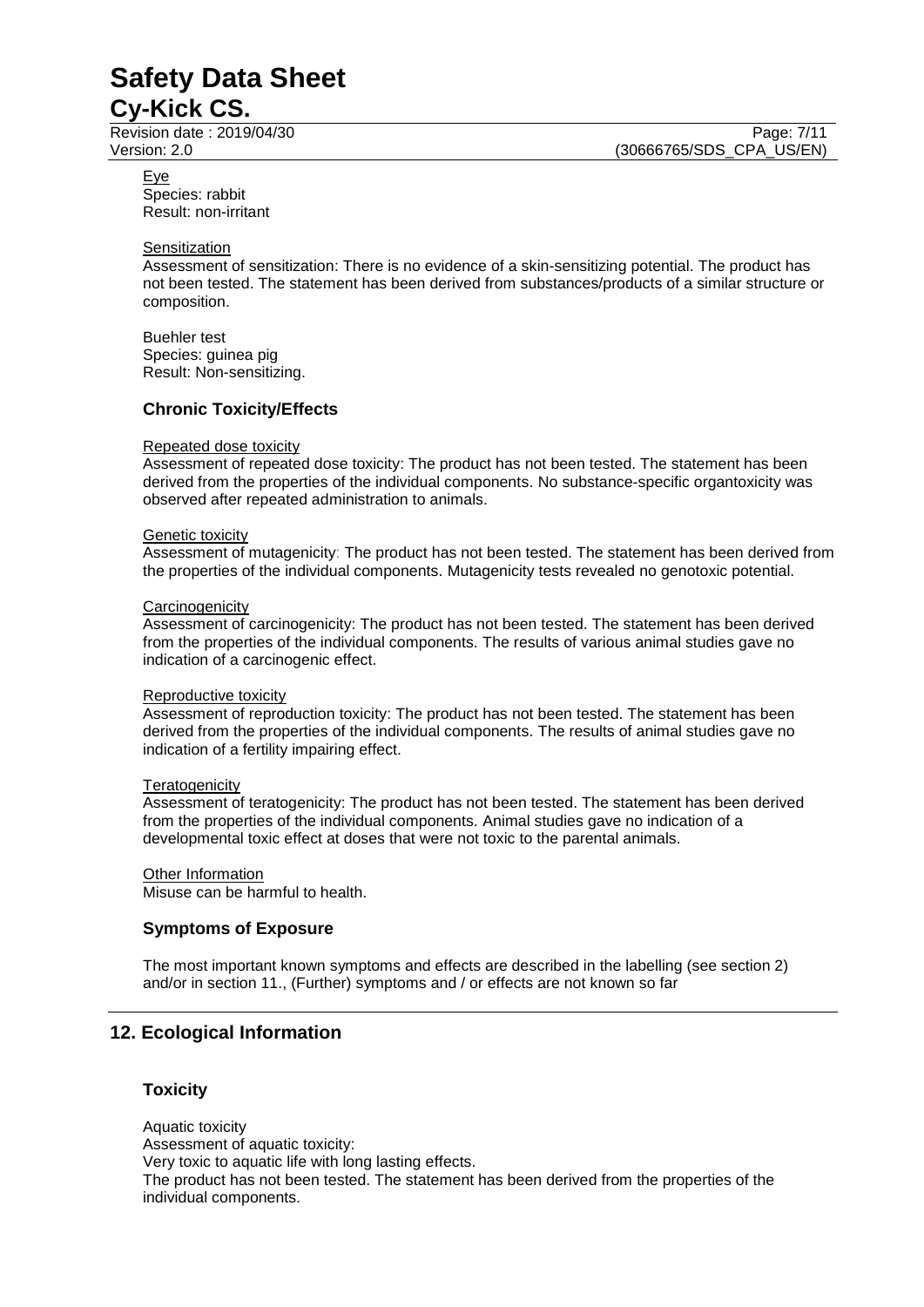Eye
Species: rabbit
Result: non-irritant

Sensitization
Assessment of sensitization: There is no evidence of a skin-sensitizing potential. The product has not been tested. The statement has been derived from substances/products of a similar structure or composition.

Buehler test
Species: guinea pig
Result: Non-sensitizing.

### Chronic Toxicity/Effects

Repeated dose toxicity
Assessment of repeated dose toxicity: The product has not been tested. The statement has been derived from the properties of the individual components. No substance-specific organtoxicity was observed after repeated administration to animals.

Genetic toxicity
Assessment of mutagenicity: The product has not been tested. The statement has been derived from the properties of the individual components. Mutagenicity tests revealed no genotoxic potential.

Carcinogenicity
Assessment of carcinogenicity: The product has not been tested. The statement has been derived from the properties of the individual components. The results of various animal studies gave no indication of a carcinogenic effect.

Reproductive toxicity
Assessment of reproduction toxicity: The product has not been tested. The statement has been derived from the properties of the individual components. The results of animal studies gave no indication of a fertility impairing effect.

Teratogenicity
Assessment of teratogenicity: The product has not been tested. The statement has been derived from the properties of the individual components. Animal studies gave no indication of a developmental toxic effect at doses that were not toxic to the parental animals.

Other Information
Misuse can be harmful to health.

### Symptoms of Exposure

The most important known symptoms and effects are described in the labelling (see section 2) and/or in section 11., (Further) symptoms and / or effects are not known so far

## 12. Ecological Information

### Toxicity

Aquatic toxicity
Assessment of aquatic toxicity:
Very toxic to aquatic life with long lasting effects.
The product has not been tested. The statement has been derived from the properties of the individual components.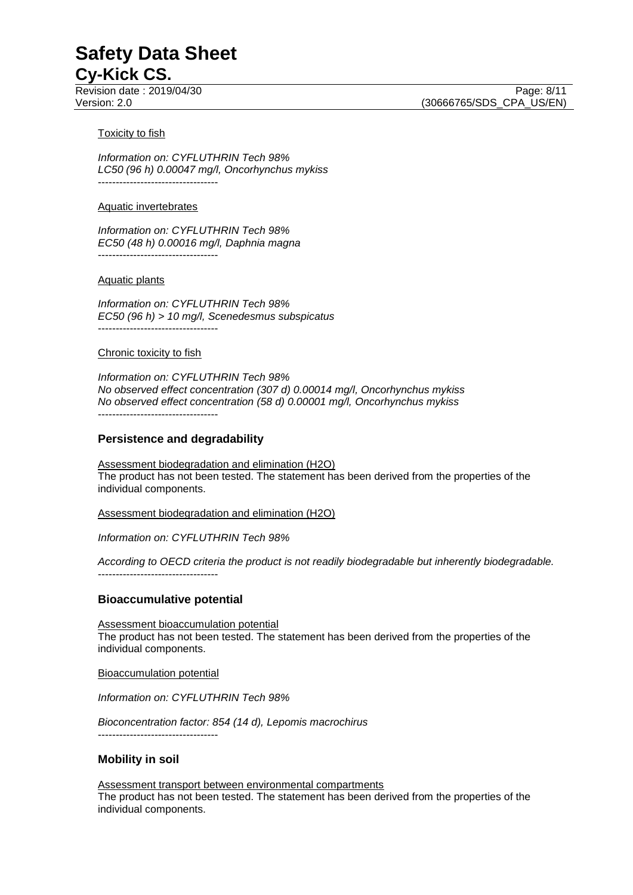Toxicity to fish

*Information on: CYFLUTHRIN Tech 98%*
*LC50 (96 h) 0.00047 mg/l, Oncorhynchus mykiss*
----------------------------------

Aquatic invertebrates

*Information on: CYFLUTHRIN Tech 98%*
*EC50 (48 h) 0.00016 mg/l, Daphnia magna*
----------------------------------

Aquatic plants

*Information on: CYFLUTHRIN Tech 98%*
*EC50 (96 h) > 10 mg/l, Scenedesmus subspicatus*
----------------------------------

Chronic toxicity to fish

*Information on: CYFLUTHRIN Tech 98%*
*No observed effect concentration (307 d) 0.00014 mg/l, Oncorhynchus mykiss*
*No observed effect concentration (58 d) 0.00001 mg/l, Oncorhynchus mykiss*
----------------------------------

## Persistence and degradability

Assessment biodegradation and elimination ($H_2O$)
The product has not been tested. The statement has been derived from the properties of the individual components.

Assessment biodegradation and elimination ($H_2O$)

*Information on: CYFLUTHRIN Tech 98%*

*According to OECD criteria the product is not readily biodegradable but inherently biodegradable.*
----------------------------------

## Bioaccumulative potential

Assessment bioaccumulation potential
The product has not been tested. The statement has been derived from the properties of the individual components.

Bioaccumulation potential

*Information on: CYFLUTHRIN Tech 98%*

*Bioconcentration factor: 854 (14 d), Lepomis macrochirus*
----------------------------------

## Mobility in soil

Assessment transport between environmental compartments
The product has not been tested. The statement has been derived from the properties of the individual components.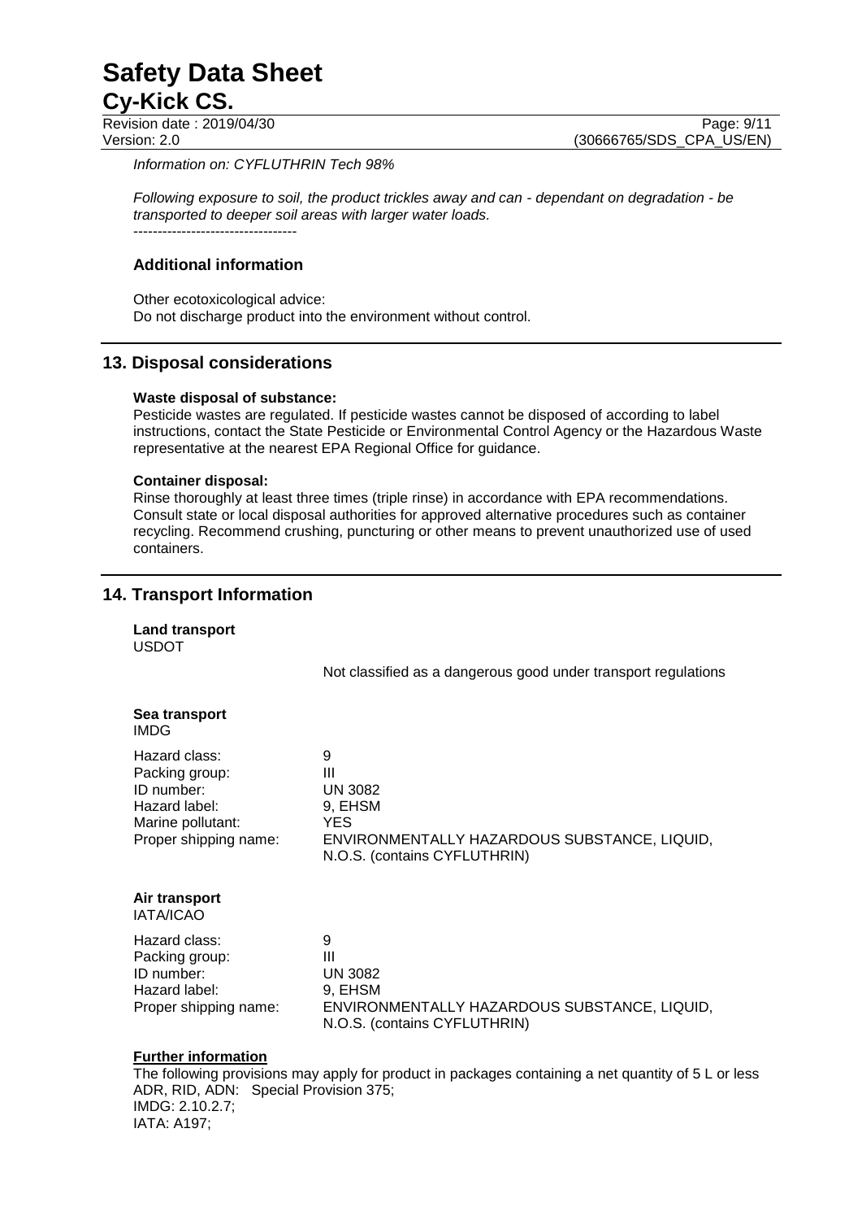*Information on: CYFLUTHRIN Tech 98%*

*Following exposure to soil, the product trickles away and can - dependant on degradation - be transported to deeper soil areas with larger water loads.*

----------------------------------

### Additional information

Other ecotoxicological advice:
Do not discharge product into the environment without control.

## 13. Disposal considerations

**Waste disposal of substance:**
Pesticide wastes are regulated. If pesticide wastes cannot be disposed of according to label instructions, contact the State Pesticide or Environmental Control Agency or the Hazardous Waste representative at the nearest EPA Regional Office for guidance.

**Container disposal:**
Rinse thoroughly at least three times (triple rinse) in accordance with EPA recommendations. Consult state or local disposal authorities for approved alternative procedures such as container recycling. Recommend crushing, puncturing or other means to prevent unauthorized use of used containers.

## 14. Transport Information

**Land transport**
USDOT

Not classified as a dangerous good under transport regulations

**Sea transport**
IMDG

| | |
|---|---|
| Hazard class: | 9 |
| Packing group: | III |
| ID number: | UN 3082 |
| Hazard label: | 9, EHSM |
| Marine pollutant: | YES |
| Proper shipping name: | ENVIRONMENTALLY HAZARDOUS SUBSTANCE, LIQUID, N.O.S. (contains CYFLUTHRIN) |

**Air transport**
IATA/ICAO

| | |
|---|---|
| Hazard class: | 9 |
| Packing group: | III |
| ID number: | UN 3082 |
| Hazard label: | 9, EHSM |
| Proper shipping name: | ENVIRONMENTALLY HAZARDOUS SUBSTANCE, LIQUID, N.O.S. (contains CYFLUTHRIN) |

**Further information**
The following provisions may apply for product in packages containing a net quantity of 5 L or less
ADR, RID, ADN: Special Provision 375;
IMDG: 2.10.2.7;
IATA: A197;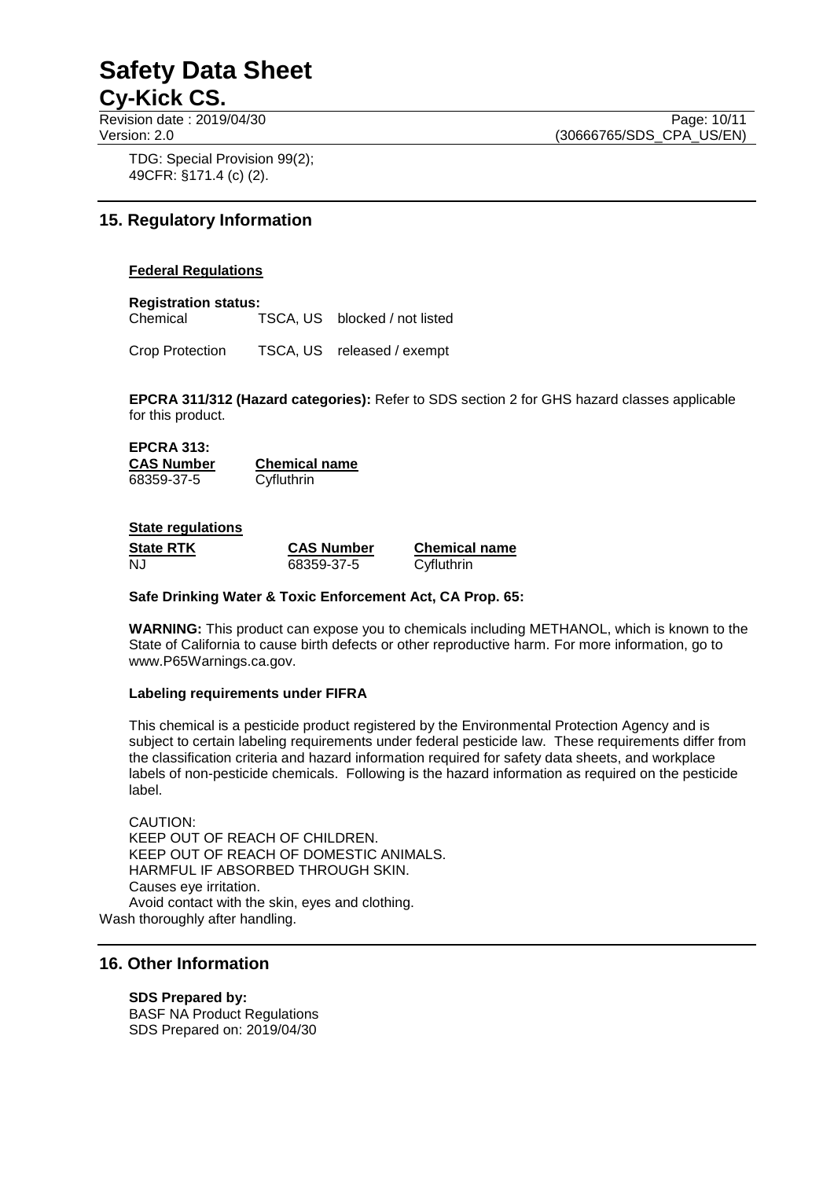TDG: Special Provision 99(2);
49CFR: §171.4 (c) (2).

## 15. Regulatory Information

### Federal Regulations

**Registration status:**

| | | |
|---|---|---|
| Chemical | TSCA, US | blocked / not listed |
| Crop Protection | TSCA, US | released / exempt |

**EPCRA 311/312 (Hazard categories):** Refer to SDS section 2 for GHS hazard classes applicable for this product.

**EPCRA 313:**

| CAS Number | Chemical name |
|---|---|
| 68359-37-5 | Cyfluthrin |

### State regulations

| State RTK | CAS Number | Chemical name |
|---|---|---|
| NJ | 68359-37-5 | Cyfluthrin |

**Safe Drinking Water & Toxic Enforcement Act, CA Prop. 65:**

**WARNING:** This product can expose you to chemicals including METHANOL, which is known to the State of California to cause birth defects or other reproductive harm. For more information, go to www.P65Warnings.ca.gov.

**Labeling requirements under FIFRA**

This chemical is a pesticide product registered by the Environmental Protection Agency and is subject to certain labeling requirements under federal pesticide law. These requirements differ from the classification criteria and hazard information required for safety data sheets, and workplace labels of non-pesticide chemicals. Following is the hazard information as required on the pesticide label.

CAUTION:
KEEP OUT OF REACH OF CHILDREN.
KEEP OUT OF REACH OF DOMESTIC ANIMALS.
HARMFUL IF ABSORBED THROUGH SKIN.
Causes eye irritation.
Avoid contact with the skin, eyes and clothing.
Wash thoroughly after handling.

## 16. Other Information

**SDS Prepared by:**
BASF NA Product Regulations
SDS Prepared on: 2019/04/30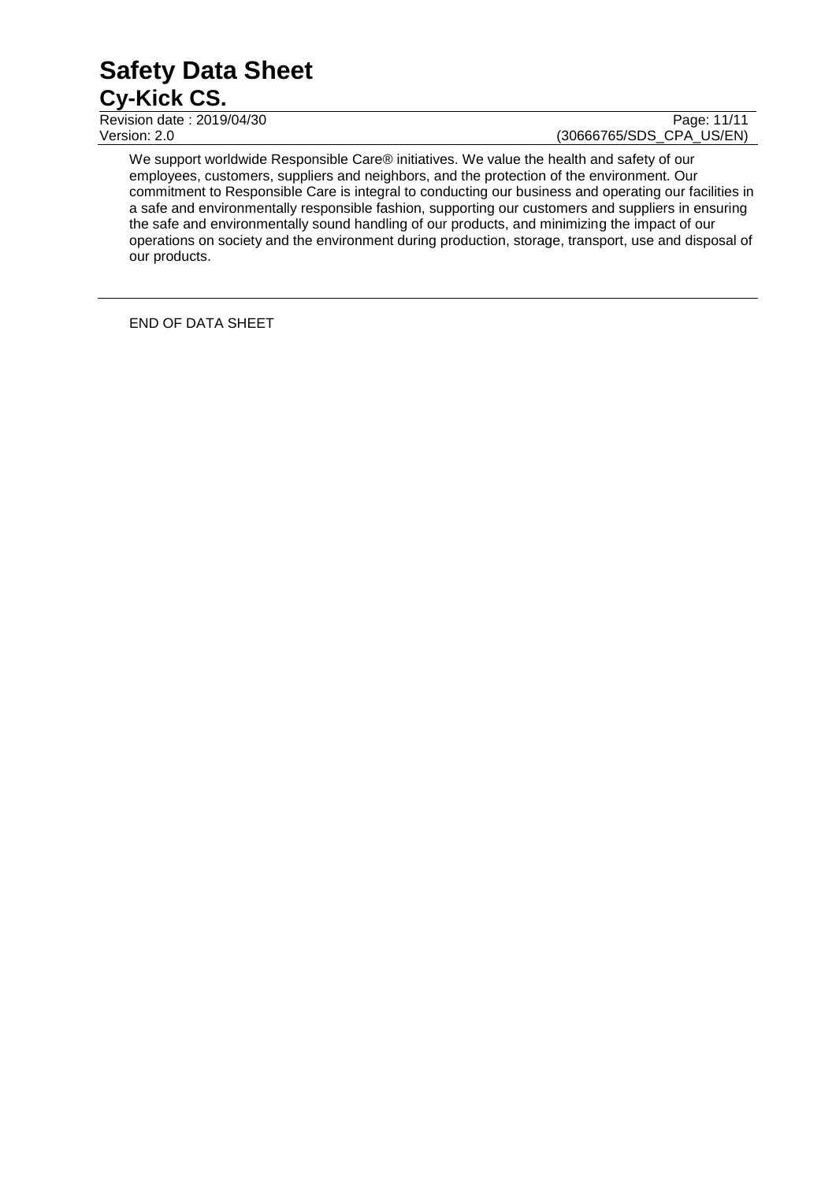We support worldwide Responsible Care® initiatives. We value the health and safety of our employees, customers, suppliers and neighbors, and the protection of the environment. Our commitment to Responsible Care is integral to conducting our business and operating our facilities in a safe and environmentally responsible fashion, supporting our customers and suppliers in ensuring the safe and environmentally sound handling of our products, and minimizing the impact of our operations on society and the environment during production, storage, transport, use and disposal of our products.

---

END OF DATA SHEET